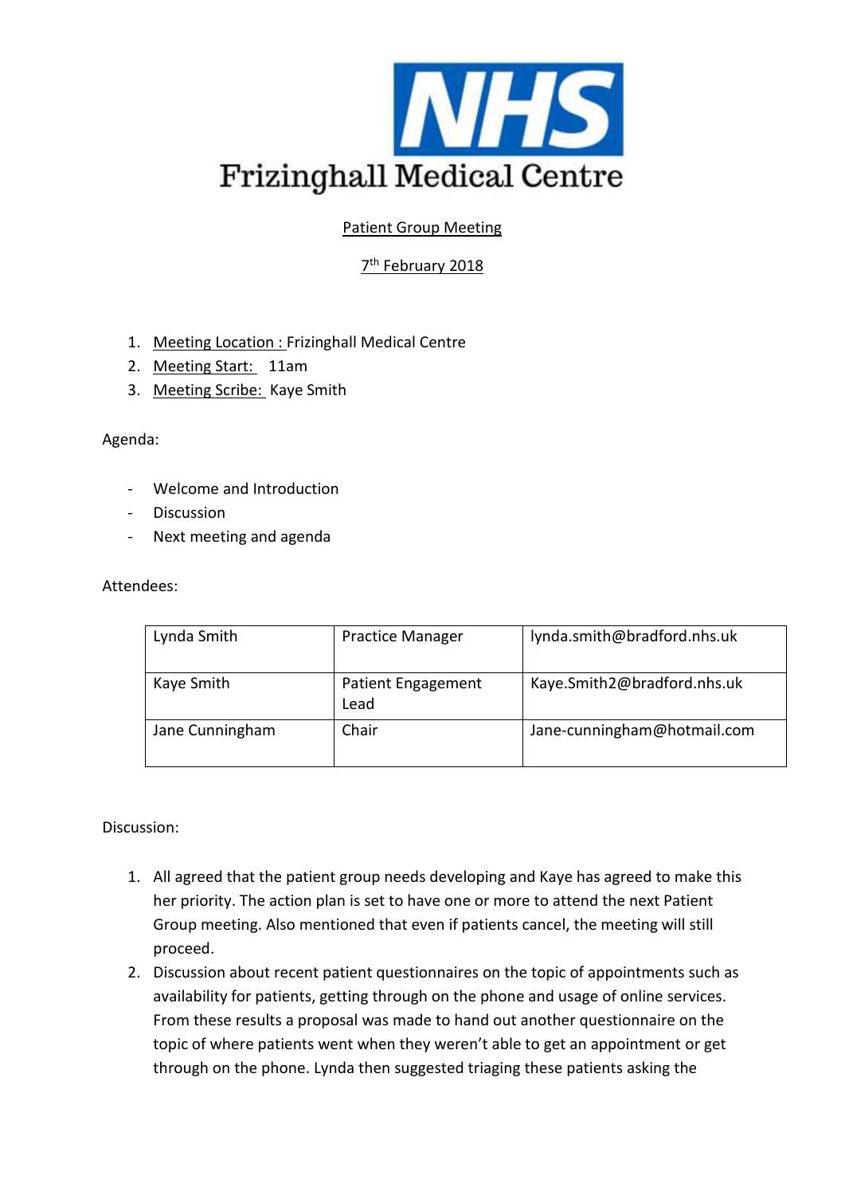# Frizinghall Medical Centre

## Patient Group Meeting

### 7th February 2018

1. Meeting Location : Frizinghall Medical Centre
2. Meeting Start: 11am
3. Meeting Scribe: Kaye Smith

Agenda:

- Welcome and Introduction
- Discussion
- Next meeting and agenda

Attendees:

| Lynda Smith | Practice Manager | lynda.smith@bradford.nhs.uk |
|---|---|---|
| Kaye Smith | Patient Engagement Lead | Kaye.Smith2@bradford.nhs.uk |
| Jane Cunningham | Chair | Jane-cunningham@hotmail.com |

Discussion:

1. All agreed that the patient group needs developing and Kaye has agreed to make this her priority. The action plan is set to have one or more to attend the next Patient Group meeting. Also mentioned that even if patients cancel, the meeting will still proceed.
2. Discussion about recent patient questionnaires on the topic of appointments such as availability for patients, getting through on the phone and usage of online services. From these results a proposal was made to hand out another questionnaire on the topic of where patients went when they weren't able to get an appointment or get through on the phone. Lynda then suggested triaging these patients asking the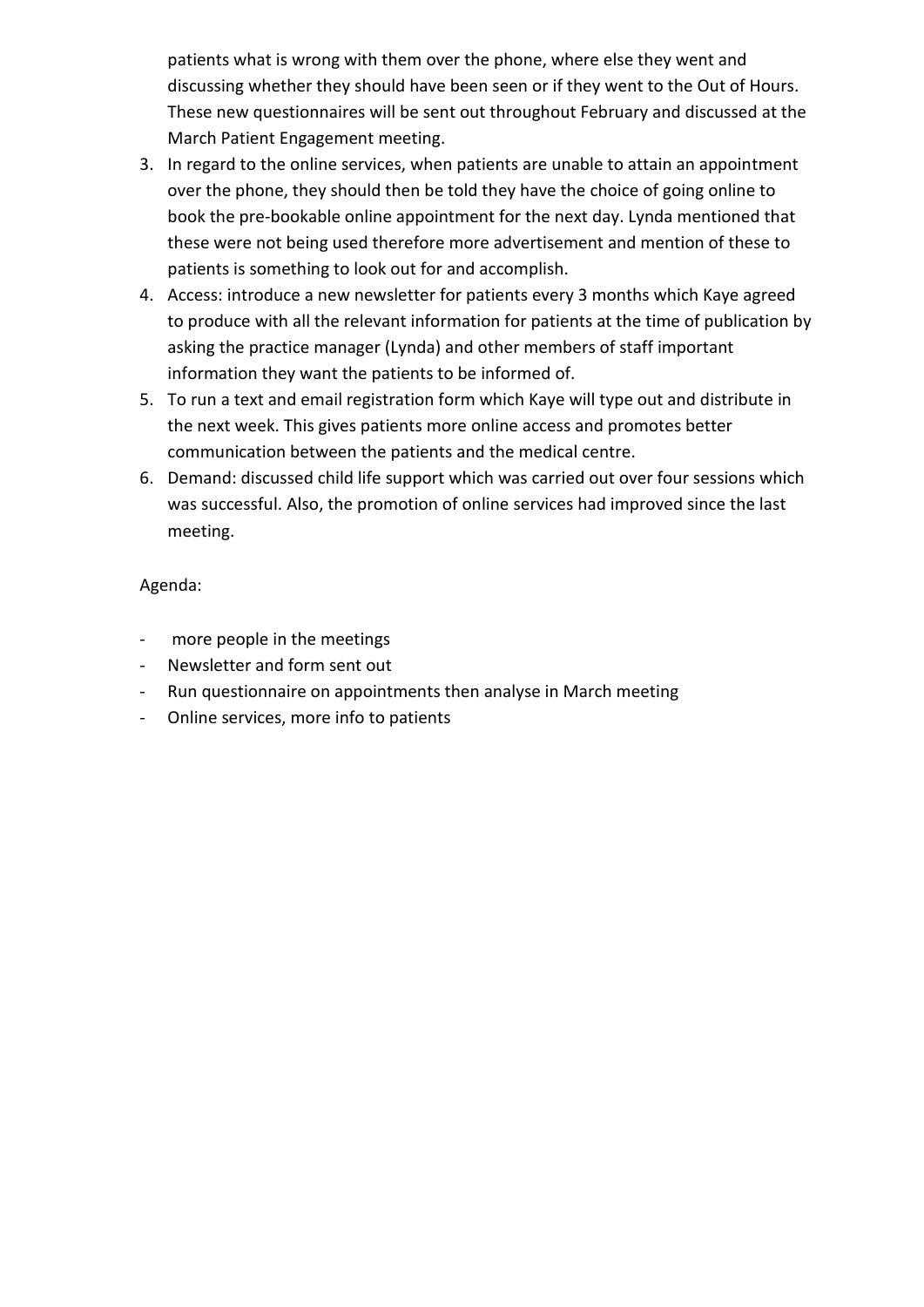patients what is wrong with them over the phone, where else they went and discussing whether they should have been seen or if they went to the Out of Hours. These new questionnaires will be sent out throughout February and discussed at the March Patient Engagement meeting.

3. In regard to the online services, when patients are unable to attain an appointment over the phone, they should then be told they have the choice of going online to book the pre-bookable online appointment for the next day. Lynda mentioned that these were not being used therefore more advertisement and mention of these to patients is something to look out for and accomplish.
4. Access: introduce a new newsletter for patients every 3 months which Kaye agreed to produce with all the relevant information for patients at the time of publication by asking the practice manager (Lynda) and other members of staff important information they want the patients to be informed of.
5. To run a text and email registration form which Kaye will type out and distribute in the next week. This gives patients more online access and promotes better communication between the patients and the medical centre.
6. Demand: discussed child life support which was carried out over four sessions which was successful. Also, the promotion of online services had improved since the last meeting.

Agenda:

- more people in the meetings
- Newsletter and form sent out
- Run questionnaire on appointments then analyse in March meeting
- Online services, more info to patients